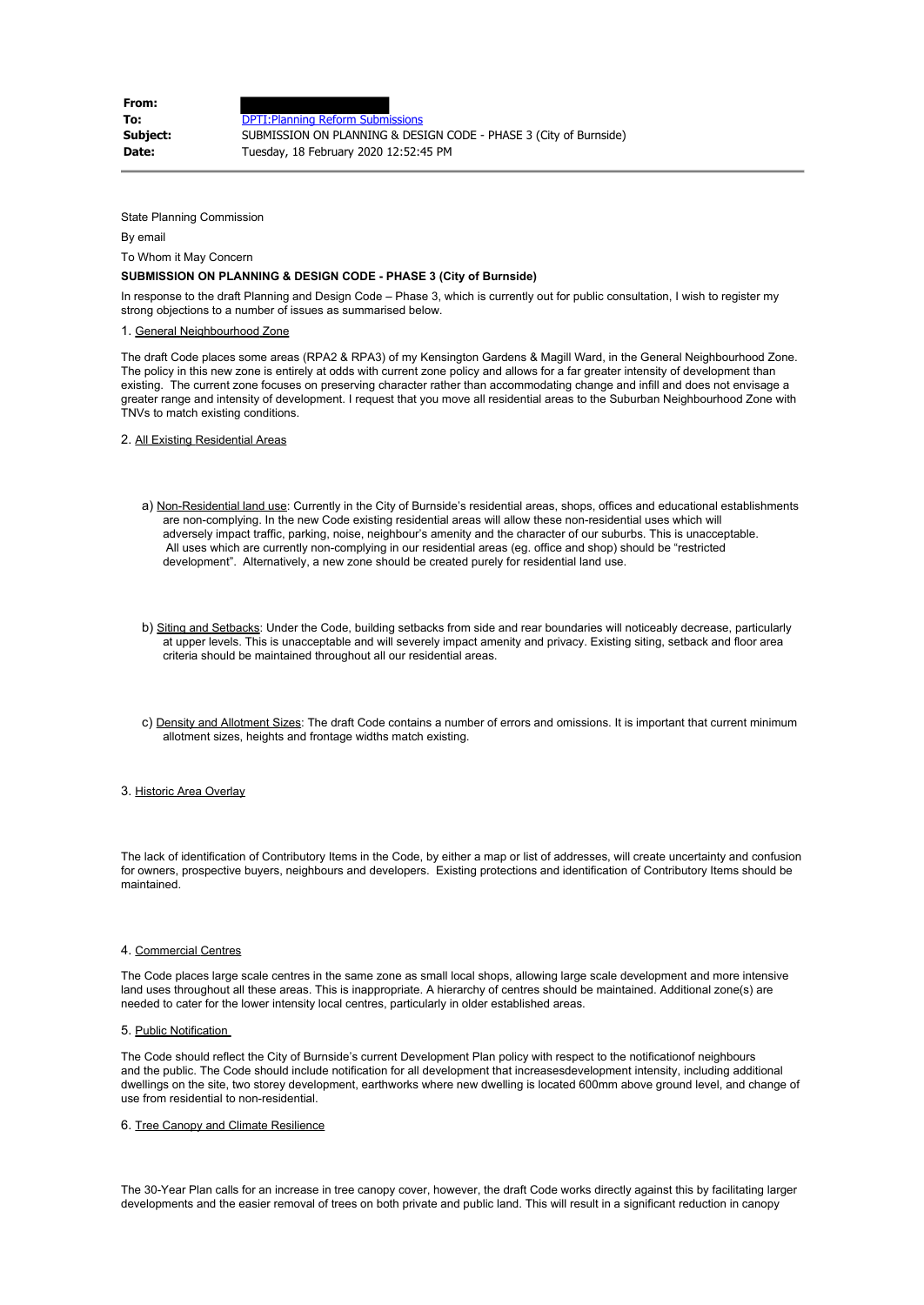| | |
|---|---|
| **From:** | |
| **To:** | DPTI:Planning Reform Submissions |
| **Subject:** | SUBMISSION ON PLANNING & DESIGN CODE - PHASE 3 (City of Burnside) |
| **Date:** | Tuesday, 18 February 2020 12:52:45 PM |

State Planning Commission

By email

To Whom it May Concern

**SUBMISSION ON PLANNING & DESIGN CODE - PHASE 3 (City of Burnside)**

In response to the draft Planning and Design Code – Phase 3, which is currently out for public consultation, I wish to register my strong objections to a number of issues as summarised below.

1. General Neighbourhood Zone

The draft Code places some areas (RPA2 & RPA3) of my Kensington Gardens & Magill Ward, in the General Neighbourhood Zone. The policy in this new zone is entirely at odds with current zone policy and allows for a far greater intensity of development than existing. The current zone focuses on preserving character rather than accommodating change and infill and does not envisage a greater range and intensity of development. I request that you move all residential areas to the Suburban Neighbourhood Zone with TNVs to match existing conditions.

2. All Existing Residential Areas

a) Non-Residential land use: Currently in the City of Burnside's residential areas, shops, offices and educational establishments are non-complying. In the new Code existing residential areas will allow these non-residential uses which will adversely impact traffic, parking, noise, neighbour's amenity and the character of our suburbs. This is unacceptable. All uses which are currently non-complying in our residential areas (eg. office and shop) should be "restricted development". Alternatively, a new zone should be created purely for residential land use.

b) Siting and Setbacks: Under the Code, building setbacks from side and rear boundaries will noticeably decrease, particularly at upper levels. This is unacceptable and will severely impact amenity and privacy. Existing siting, setback and floor area criteria should be maintained throughout all our residential areas.

c) Density and Allotment Sizes: The draft Code contains a number of errors and omissions. It is important that current minimum allotment sizes, heights and frontage widths match existing.

3. Historic Area Overlay

The lack of identification of Contributory Items in the Code, by either a map or list of addresses, will create uncertainty and confusion for owners, prospective buyers, neighbours and developers. Existing protections and identification of Contributory Items should be maintained.

4. Commercial Centres

The Code places large scale centres in the same zone as small local shops, allowing large scale development and more intensive land uses throughout all these areas. This is inappropriate. A hierarchy of centres should be maintained. Additional zone(s) are needed to cater for the lower intensity local centres, particularly in older established areas.

5. Public Notification

The Code should reflect the City of Burnside's current Development Plan policy with respect to the notificationof neighbours and the public. The Code should include notification for all development that increasesdevelopment intensity, including additional dwellings on the site, two storey development, earthworks where new dwelling is located 600mm above ground level, and change of use from residential to non-residential.

6. Tree Canopy and Climate Resilience

The 30-Year Plan calls for an increase in tree canopy cover, however, the draft Code works directly against this by facilitating larger developments and the easier removal of trees on both private and public land. This will result in a significant reduction in canopy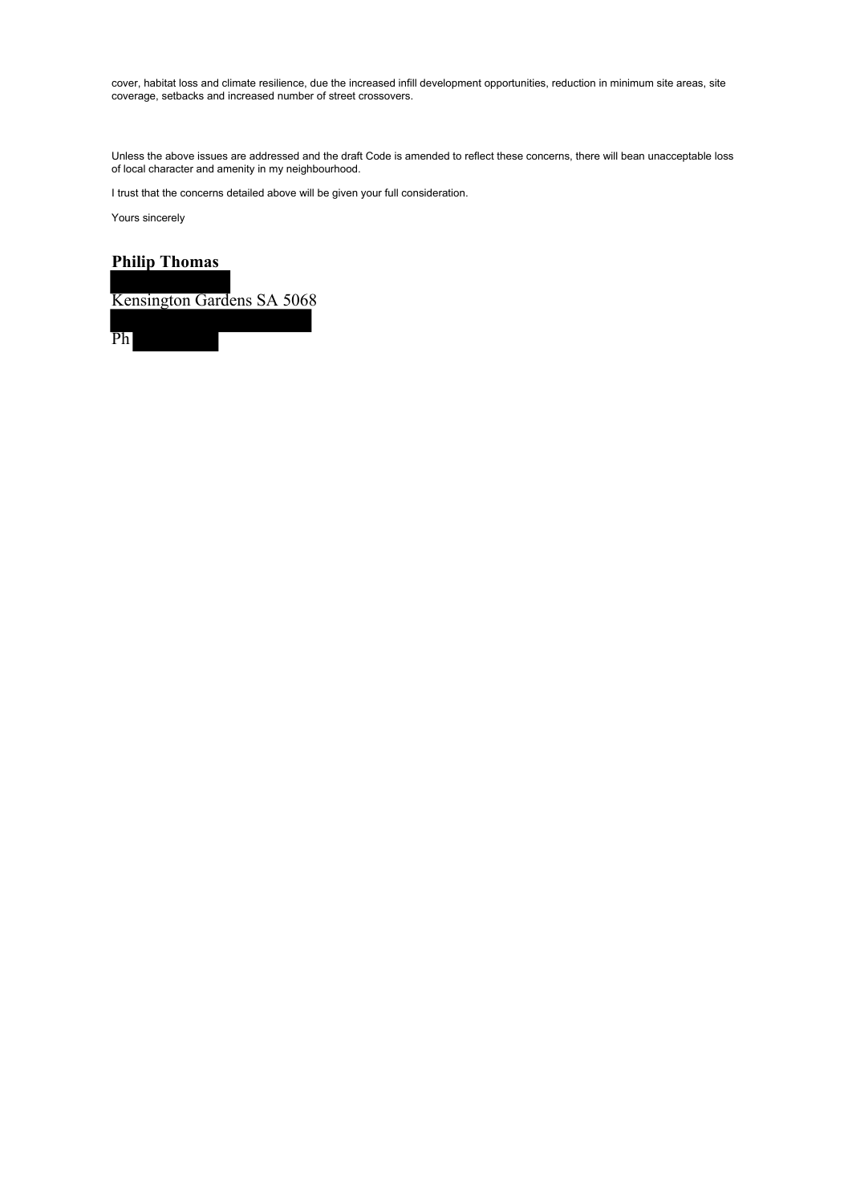cover, habitat loss and climate resilience, due the increased infill development opportunities, reduction in minimum site areas, site coverage, setbacks and increased number of street crossovers.

Unless the above issues are addressed and the draft Code is amended to reflect these concerns, there will bean unacceptable loss of local character and amenity in my neighbourhood.

I trust that the concerns detailed above will be given your full consideration.

Yours sincerely

**Philip Thomas**

Kensington Gardens SA 5068

Ph